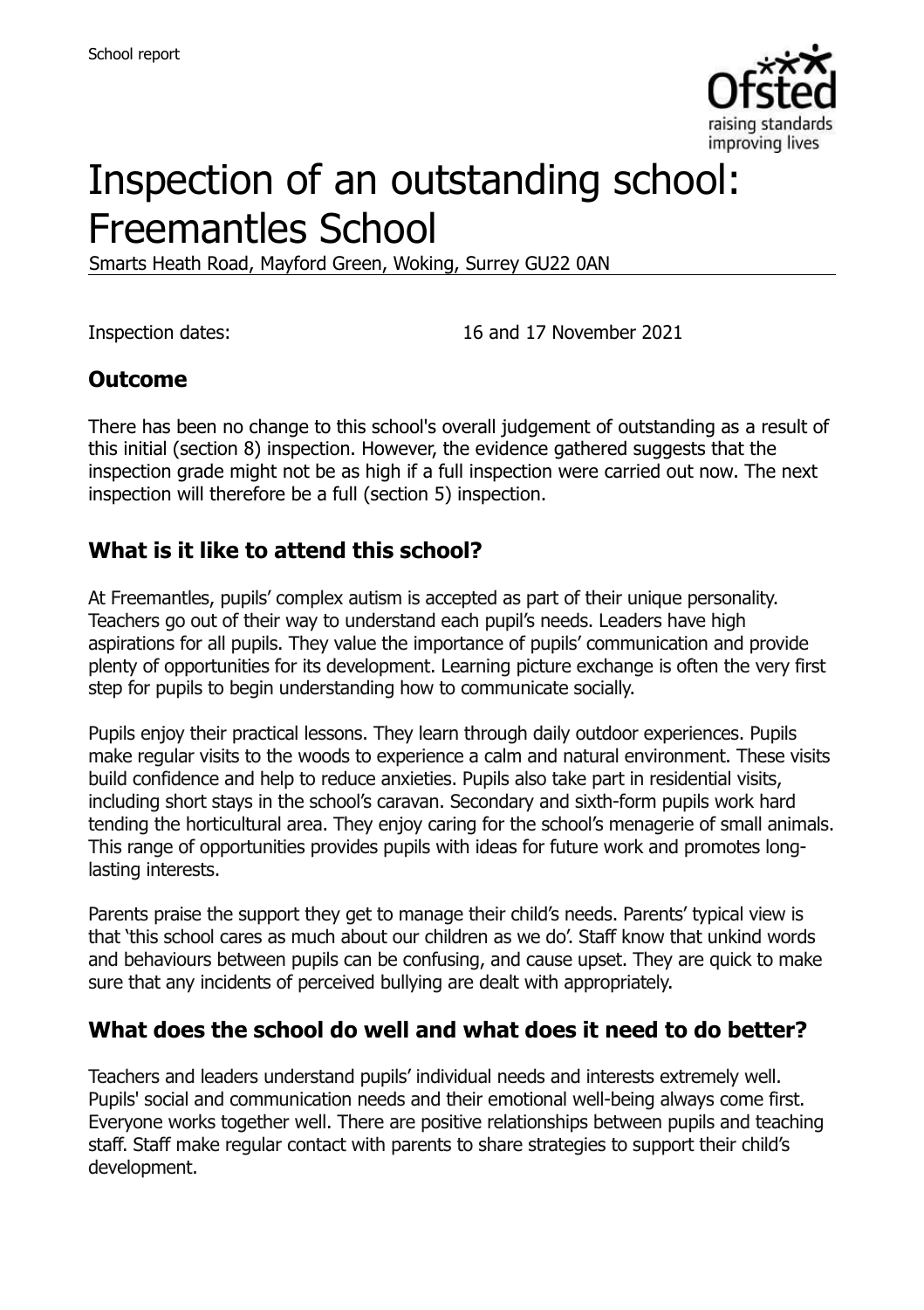School report

# Inspection of an outstanding school: Freemantles School

Smarts Heath Road, Mayford Green, Woking, Surrey GU22 0AN

Inspection dates: 16 and 17 November 2021

## Outcome

There has been no change to this school's overall judgement of outstanding as a result of this initial (section 8) inspection. However, the evidence gathered suggests that the inspection grade might not be as high if a full inspection were carried out now. The next inspection will therefore be a full (section 5) inspection.

## What is it like to attend this school?

At Freemantles, pupils' complex autism is accepted as part of their unique personality. Teachers go out of their way to understand each pupil's needs. Leaders have high aspirations for all pupils. They value the importance of pupils' communication and provide plenty of opportunities for its development. Learning picture exchange is often the very first step for pupils to begin understanding how to communicate socially.

Pupils enjoy their practical lessons. They learn through daily outdoor experiences. Pupils make regular visits to the woods to experience a calm and natural environment. These visits build confidence and help to reduce anxieties. Pupils also take part in residential visits, including short stays in the school's caravan. Secondary and sixth-form pupils work hard tending the horticultural area. They enjoy caring for the school's menagerie of small animals. This range of opportunities provides pupils with ideas for future work and promotes long-lasting interests.

Parents praise the support they get to manage their child's needs. Parents' typical view is that 'this school cares as much about our children as we do'. Staff know that unkind words and behaviours between pupils can be confusing, and cause upset. They are quick to make sure that any incidents of perceived bullying are dealt with appropriately.

## What does the school do well and what does it need to do better?

Teachers and leaders understand pupils' individual needs and interests extremely well. Pupils' social and communication needs and their emotional well-being always come first. Everyone works together well. There are positive relationships between pupils and teaching staff. Staff make regular contact with parents to share strategies to support their child's development.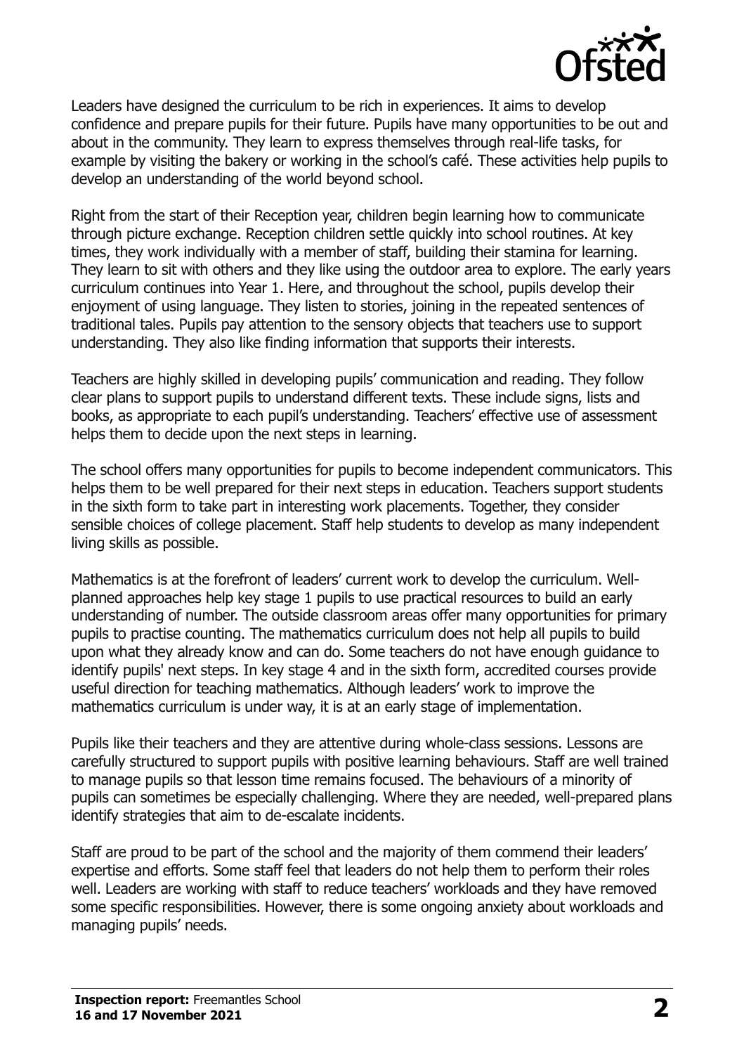Leaders have designed the curriculum to be rich in experiences. It aims to develop confidence and prepare pupils for their future. Pupils have many opportunities to be out and about in the community. They learn to express themselves through real-life tasks, for example by visiting the bakery or working in the school's café. These activities help pupils to develop an understanding of the world beyond school.

Right from the start of their Reception year, children begin learning how to communicate through picture exchange. Reception children settle quickly into school routines. At key times, they work individually with a member of staff, building their stamina for learning. They learn to sit with others and they like using the outdoor area to explore. The early years curriculum continues into Year 1. Here, and throughout the school, pupils develop their enjoyment of using language. They listen to stories, joining in the repeated sentences of traditional tales. Pupils pay attention to the sensory objects that teachers use to support understanding. They also like finding information that supports their interests.

Teachers are highly skilled in developing pupils' communication and reading. They follow clear plans to support pupils to understand different texts. These include signs, lists and books, as appropriate to each pupil's understanding. Teachers' effective use of assessment helps them to decide upon the next steps in learning.

The school offers many opportunities for pupils to become independent communicators. This helps them to be well prepared for their next steps in education. Teachers support students in the sixth form to take part in interesting work placements. Together, they consider sensible choices of college placement. Staff help students to develop as many independent living skills as possible.

Mathematics is at the forefront of leaders' current work to develop the curriculum. Well-planned approaches help key stage 1 pupils to use practical resources to build an early understanding of number. The outside classroom areas offer many opportunities for primary pupils to practise counting. The mathematics curriculum does not help all pupils to build upon what they already know and can do. Some teachers do not have enough guidance to identify pupils' next steps. In key stage 4 and in the sixth form, accredited courses provide useful direction for teaching mathematics. Although leaders' work to improve the mathematics curriculum is under way, it is at an early stage of implementation.

Pupils like their teachers and they are attentive during whole-class sessions. Lessons are carefully structured to support pupils with positive learning behaviours. Staff are well trained to manage pupils so that lesson time remains focused. The behaviours of a minority of pupils can sometimes be especially challenging. Where they are needed, well-prepared plans identify strategies that aim to de-escalate incidents.

Staff are proud to be part of the school and the majority of them commend their leaders' expertise and efforts. Some staff feel that leaders do not help them to perform their roles well. Leaders are working with staff to reduce teachers' workloads and they have removed some specific responsibilities. However, there is some ongoing anxiety about workloads and managing pupils' needs.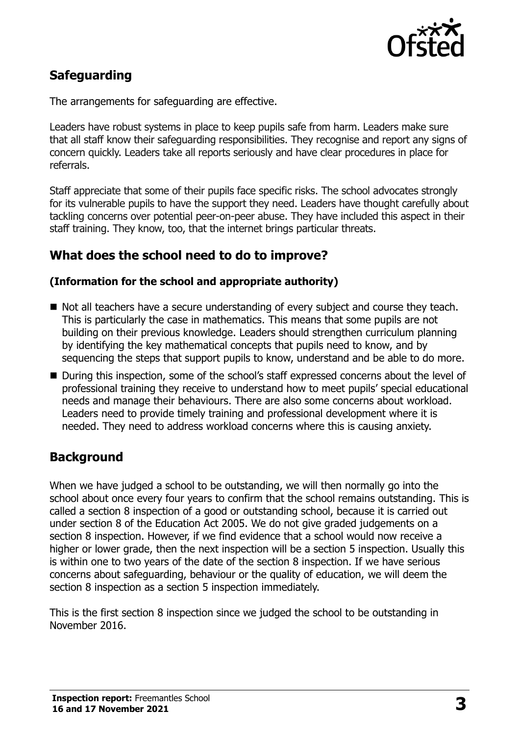## Safeguarding

The arrangements for safeguarding are effective.

Leaders have robust systems in place to keep pupils safe from harm. Leaders make sure that all staff know their safeguarding responsibilities. They recognise and report any signs of concern quickly. Leaders take all reports seriously and have clear procedures in place for referrals.

Staff appreciate that some of their pupils face specific risks. The school advocates strongly for its vulnerable pupils to have the support they need. Leaders have thought carefully about tackling concerns over potential peer-on-peer abuse. They have included this aspect in their staff training. They know, too, that the internet brings particular threats.

## What does the school need to do to improve?

### (Information for the school and appropriate authority)

- Not all teachers have a secure understanding of every subject and course they teach. This is particularly the case in mathematics. This means that some pupils are not building on their previous knowledge. Leaders should strengthen curriculum planning by identifying the key mathematical concepts that pupils need to know, and by sequencing the steps that support pupils to know, understand and be able to do more.
- During this inspection, some of the school's staff expressed concerns about the level of professional training they receive to understand how to meet pupils' special educational needs and manage their behaviours. There are also some concerns about workload. Leaders need to provide timely training and professional development where it is needed. They need to address workload concerns where this is causing anxiety.

## Background

When we have judged a school to be outstanding, we will then normally go into the school about once every four years to confirm that the school remains outstanding. This is called a section 8 inspection of a good or outstanding school, because it is carried out under section 8 of the Education Act 2005. We do not give graded judgements on a section 8 inspection. However, if we find evidence that a school would now receive a higher or lower grade, then the next inspection will be a section 5 inspection. Usually this is within one to two years of the date of the section 8 inspection. If we have serious concerns about safeguarding, behaviour or the quality of education, we will deem the section 8 inspection as a section 5 inspection immediately.

This is the first section 8 inspection since we judged the school to be outstanding in November 2016.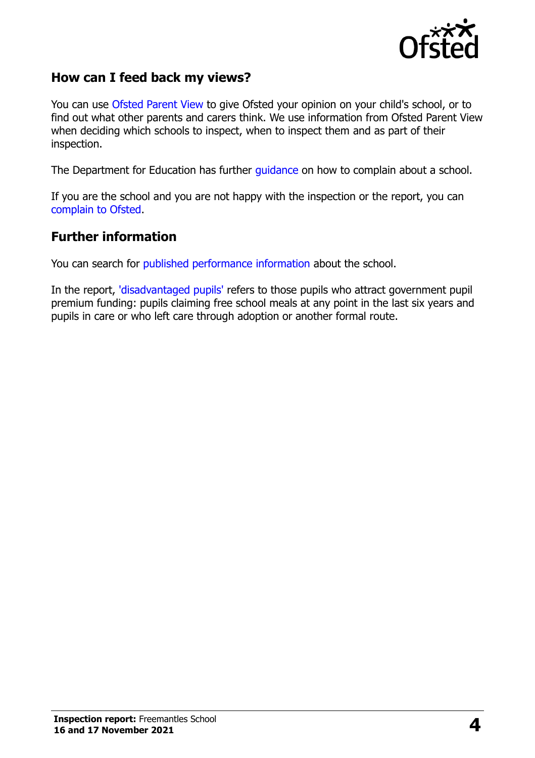## How can I feed back my views?

You can use Ofsted Parent View to give Ofsted your opinion on your child's school, or to find out what other parents and carers think. We use information from Ofsted Parent View when deciding which schools to inspect, when to inspect them and as part of their inspection.

The Department for Education has further guidance on how to complain about a school.

If you are the school and you are not happy with the inspection or the report, you can complain to Ofsted.

## Further information

You can search for published performance information about the school.

In the report, 'disadvantaged pupils' refers to those pupils who attract government pupil premium funding: pupils claiming free school meals at any point in the last six years and pupils in care or who left care through adoption or another formal route.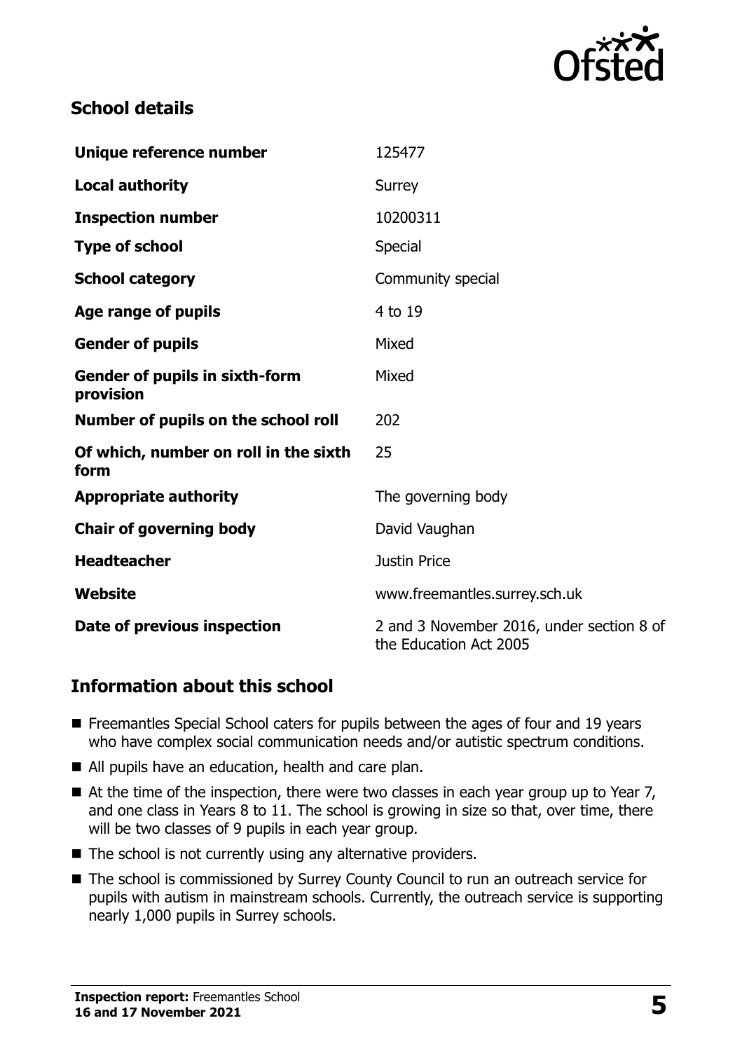## School details

| | |
|---|---|
| **Unique reference number** | 125477 |
| **Local authority** | Surrey |
| **Inspection number** | 10200311 |
| **Type of school** | Special |
| **School category** | Community special |
| **Age range of pupils** | 4 to 19 |
| **Gender of pupils** | Mixed |
| **Gender of pupils in sixth-form provision** | Mixed |
| **Number of pupils on the school roll** | 202 |
| **Of which, number on roll in the sixth form** | 25 |
| **Appropriate authority** | The governing body |
| **Chair of governing body** | David Vaughan |
| **Headteacher** | Justin Price |
| **Website** | www.freemantles.surrey.sch.uk |
| **Date of previous inspection** | 2 and 3 November 2016, under section 8 of the Education Act 2005 |

## Information about this school

- Freemantles Special School caters for pupils between the ages of four and 19 years who have complex social communication needs and/or autistic spectrum conditions.
- All pupils have an education, health and care plan.
- At the time of the inspection, there were two classes in each year group up to Year 7, and one class in Years 8 to 11. The school is growing in size so that, over time, there will be two classes of 9 pupils in each year group.
- The school is not currently using any alternative providers.
- The school is commissioned by Surrey County Council to run an outreach service for pupils with autism in mainstream schools. Currently, the outreach service is supporting nearly 1,000 pupils in Surrey schools.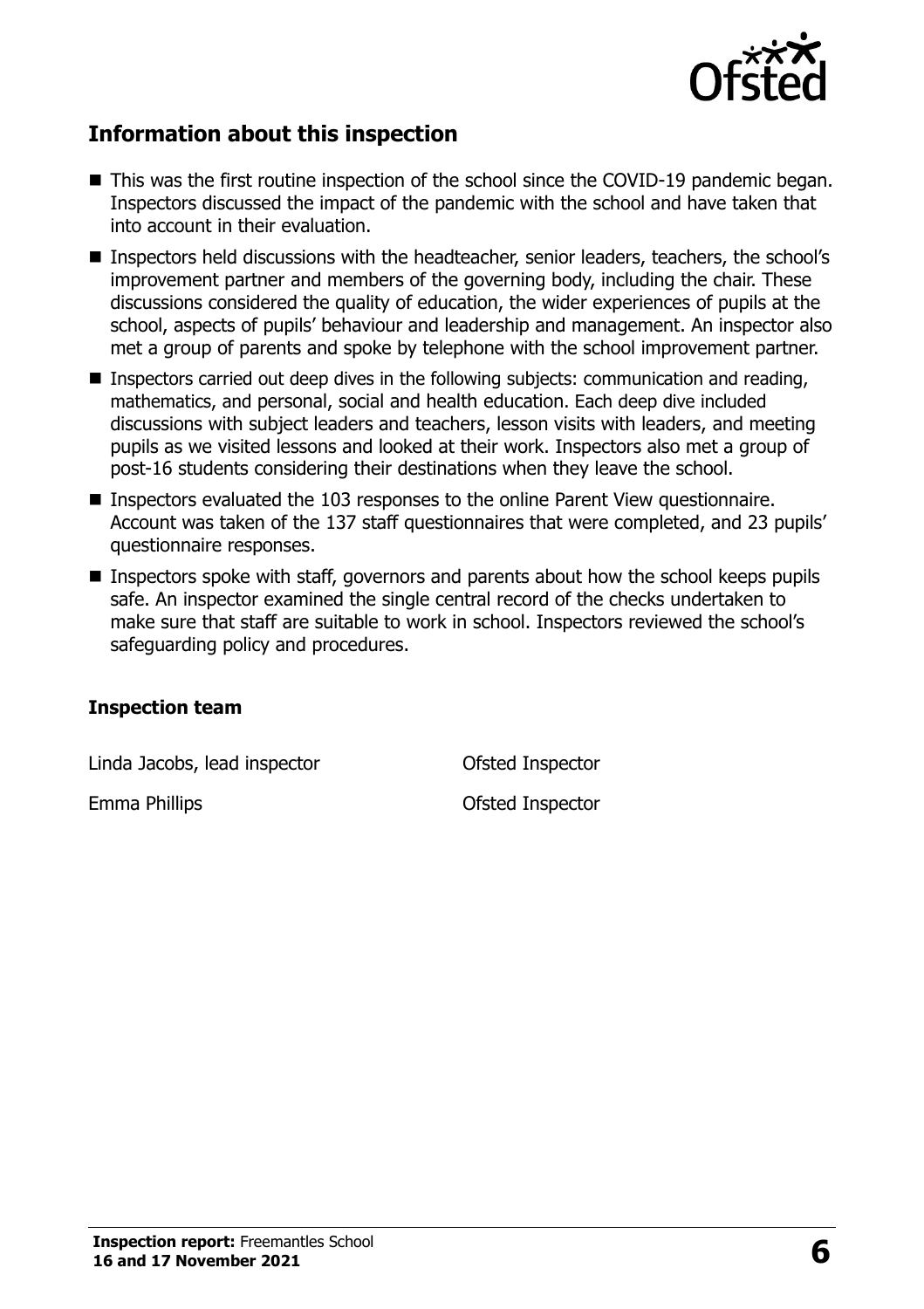## Information about this inspection

- This was the first routine inspection of the school since the COVID-19 pandemic began. Inspectors discussed the impact of the pandemic with the school and have taken that into account in their evaluation.
- Inspectors held discussions with the headteacher, senior leaders, teachers, the school's improvement partner and members of the governing body, including the chair. These discussions considered the quality of education, the wider experiences of pupils at the school, aspects of pupils' behaviour and leadership and management. An inspector also met a group of parents and spoke by telephone with the school improvement partner.
- Inspectors carried out deep dives in the following subjects: communication and reading, mathematics, and personal, social and health education. Each deep dive included discussions with subject leaders and teachers, lesson visits with leaders, and meeting pupils as we visited lessons and looked at their work. Inspectors also met a group of post-16 students considering their destinations when they leave the school.
- Inspectors evaluated the 103 responses to the online Parent View questionnaire. Account was taken of the 137 staff questionnaires that were completed, and 23 pupils' questionnaire responses.
- Inspectors spoke with staff, governors and parents about how the school keeps pupils safe. An inspector examined the single central record of the checks undertaken to make sure that staff are suitable to work in school. Inspectors reviewed the school's safeguarding policy and procedures.

### Inspection team

| | |
|---|---|
| Linda Jacobs, lead inspector | Ofsted Inspector |
| Emma Phillips | Ofsted Inspector |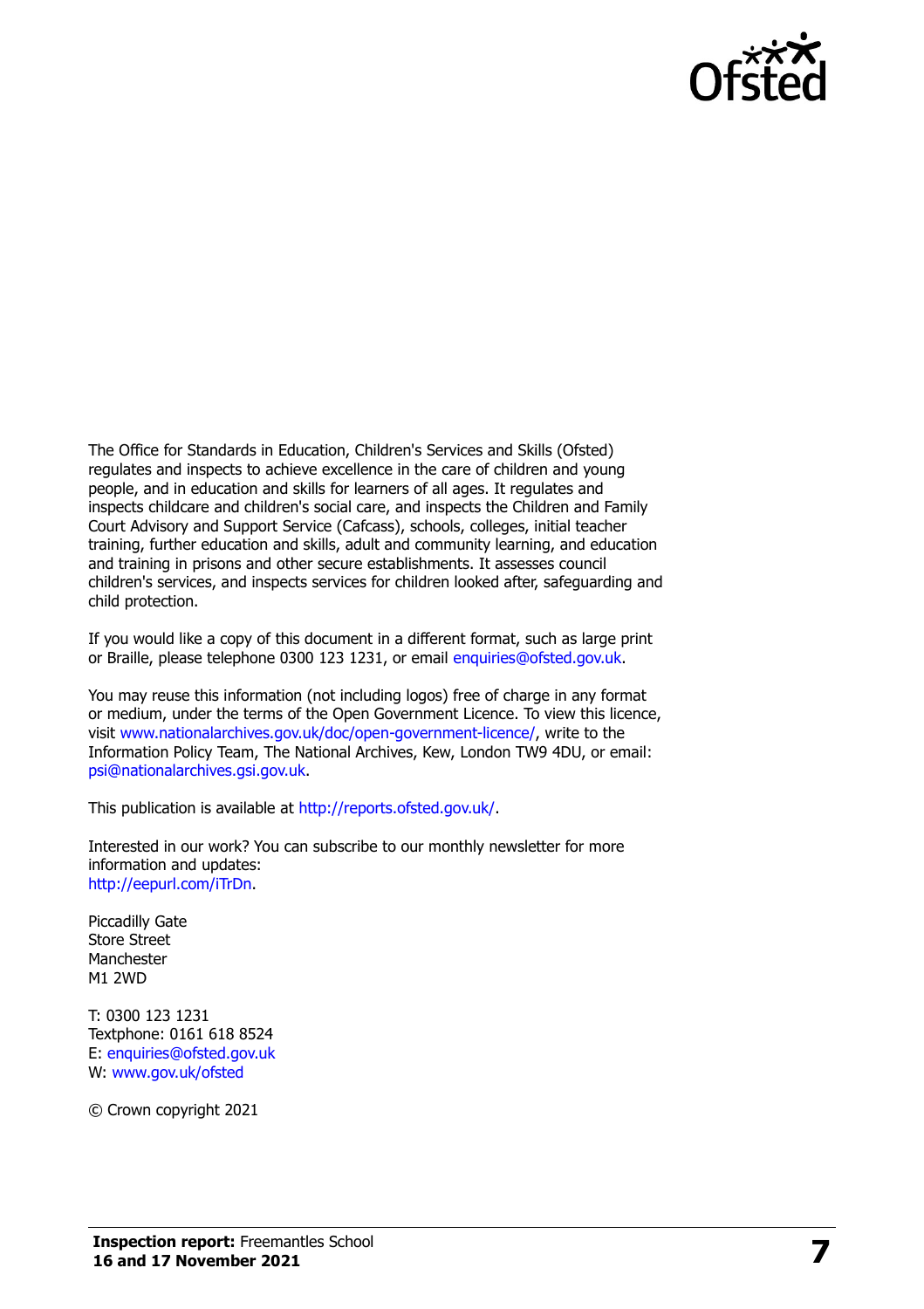The Office for Standards in Education, Children's Services and Skills (Ofsted) regulates and inspects to achieve excellence in the care of children and young people, and in education and skills for learners of all ages. It regulates and inspects childcare and children's social care, and inspects the Children and Family Court Advisory and Support Service (Cafcass), schools, colleges, initial teacher training, further education and skills, adult and community learning, and education and training in prisons and other secure establishments. It assesses council children's services, and inspects services for children looked after, safeguarding and child protection.

If you would like a copy of this document in a different format, such as large print or Braille, please telephone 0300 123 1231, or email enquiries@ofsted.gov.uk.

You may reuse this information (not including logos) free of charge in any format or medium, under the terms of the Open Government Licence. To view this licence, visit www.nationalarchives.gov.uk/doc/open-government-licence/, write to the Information Policy Team, The National Archives, Kew, London TW9 4DU, or email: psi@nationalarchives.gsi.gov.uk.

This publication is available at http://reports.ofsted.gov.uk/.

Interested in our work? You can subscribe to our monthly newsletter for more information and updates:
http://eepurl.com/iTrDn.

Piccadilly Gate
Store Street
Manchester
M1 2WD

T: 0300 123 1231
Textphone: 0161 618 8524
E: enquiries@ofsted.gov.uk
W: www.gov.uk/ofsted

© Crown copyright 2021